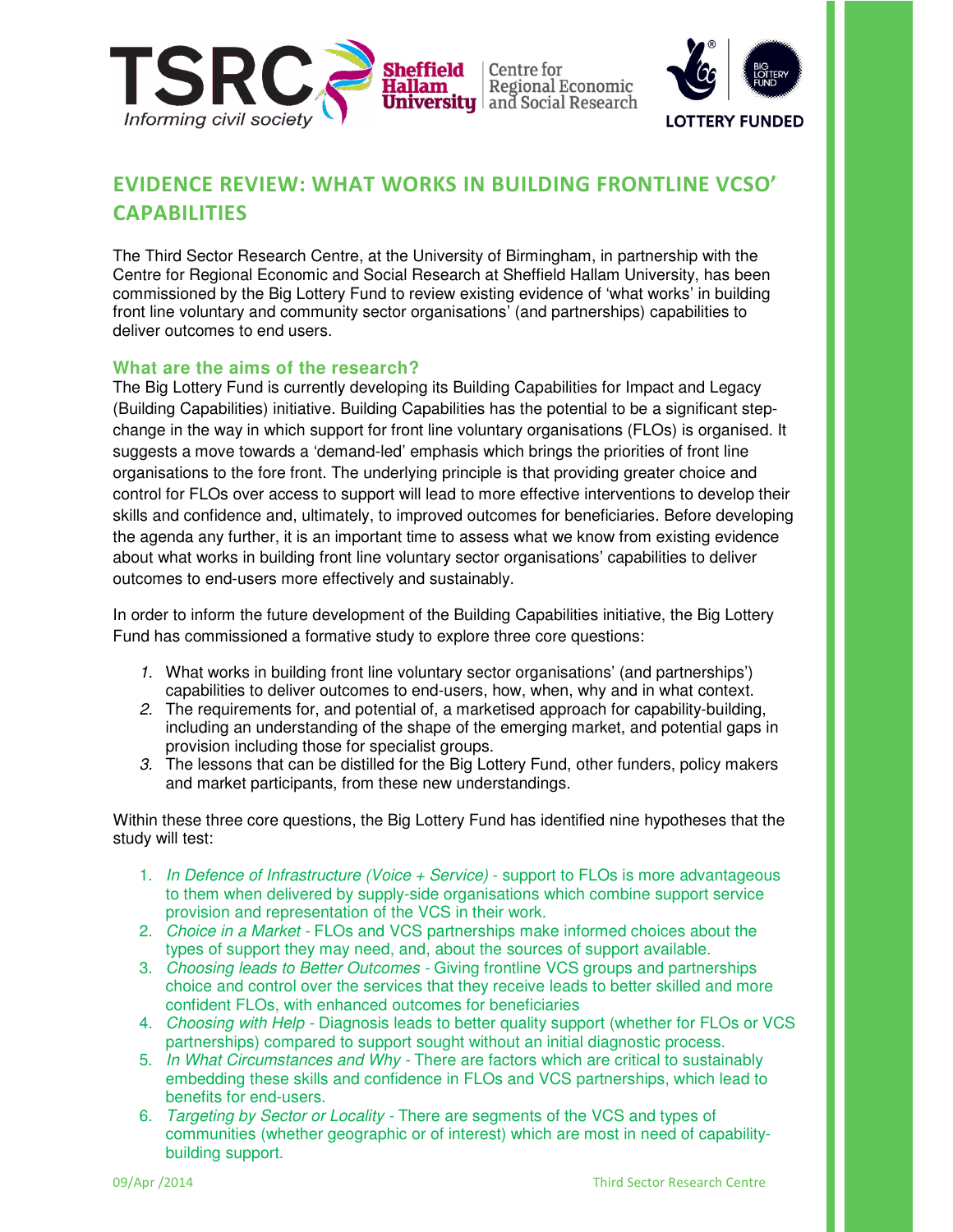# EVIDENCE REVIEW: WHAT WORKS IN BUILDING FRONTLINE VCSO' CAPABILITIES

The Third Sector Research Centre, at the University of Birmingham, in partnership with the Centre for Regional Economic and Social Research at Sheffield Hallam University, has been commissioned by the Big Lottery Fund to review existing evidence of 'what works' in building front line voluntary and community sector organisations' (and partnerships) capabilities to deliver outcomes to end users.

## What are the aims of the research?

The Big Lottery Fund is currently developing its Building Capabilities for Impact and Legacy (Building Capabilities) initiative. Building Capabilities has the potential to be a significant step-change in the way in which support for front line voluntary organisations (FLOs) is organised. It suggests a move towards a 'demand-led' emphasis which brings the priorities of front line organisations to the fore front. The underlying principle is that providing greater choice and control for FLOs over access to support will lead to more effective interventions to develop their skills and confidence and, ultimately, to improved outcomes for beneficiaries. Before developing the agenda any further, it is an important time to assess what we know from existing evidence about what works in building front line voluntary sector organisations' capabilities to deliver outcomes to end-users more effectively and sustainably.

In order to inform the future development of the Building Capabilities initiative, the Big Lottery Fund has commissioned a formative study to explore three core questions:

1. What works in building front line voluntary sector organisations' (and partnerships') capabilities to deliver outcomes to end-users, how, when, why and in what context.
2. The requirements for, and potential of, a marketised approach for capability-building, including an understanding of the shape of the emerging market, and potential gaps in provision including those for specialist groups.
3. The lessons that can be distilled for the Big Lottery Fund, other funders, policy makers and market participants, from these new understandings.

Within these three core questions, the Big Lottery Fund has identified nine hypotheses that the study will test:

1. *In Defence of Infrastructure (Voice + Service)* - support to FLOs is more advantageous to them when delivered by supply-side organisations which combine support service provision and representation of the VCS in their work.
2. *Choice in a Market* - FLOs and VCS partnerships make informed choices about the types of support they may need, and, about the sources of support available.
3. *Choosing leads to Better Outcomes* - Giving frontline VCS groups and partnerships choice and control over the services that they receive leads to better skilled and more confident FLOs, with enhanced outcomes for beneficiaries
4. *Choosing with Help* - Diagnosis leads to better quality support (whether for FLOs or VCS partnerships) compared to support sought without an initial diagnostic process.
5. *In What Circumstances and Why* - There are factors which are critical to sustainably embedding these skills and confidence in FLOs and VCS partnerships, which lead to benefits for end-users.
6. *Targeting by Sector or Locality* - There are segments of the VCS and types of communities (whether geographic or of interest) which are most in need of capability-building support.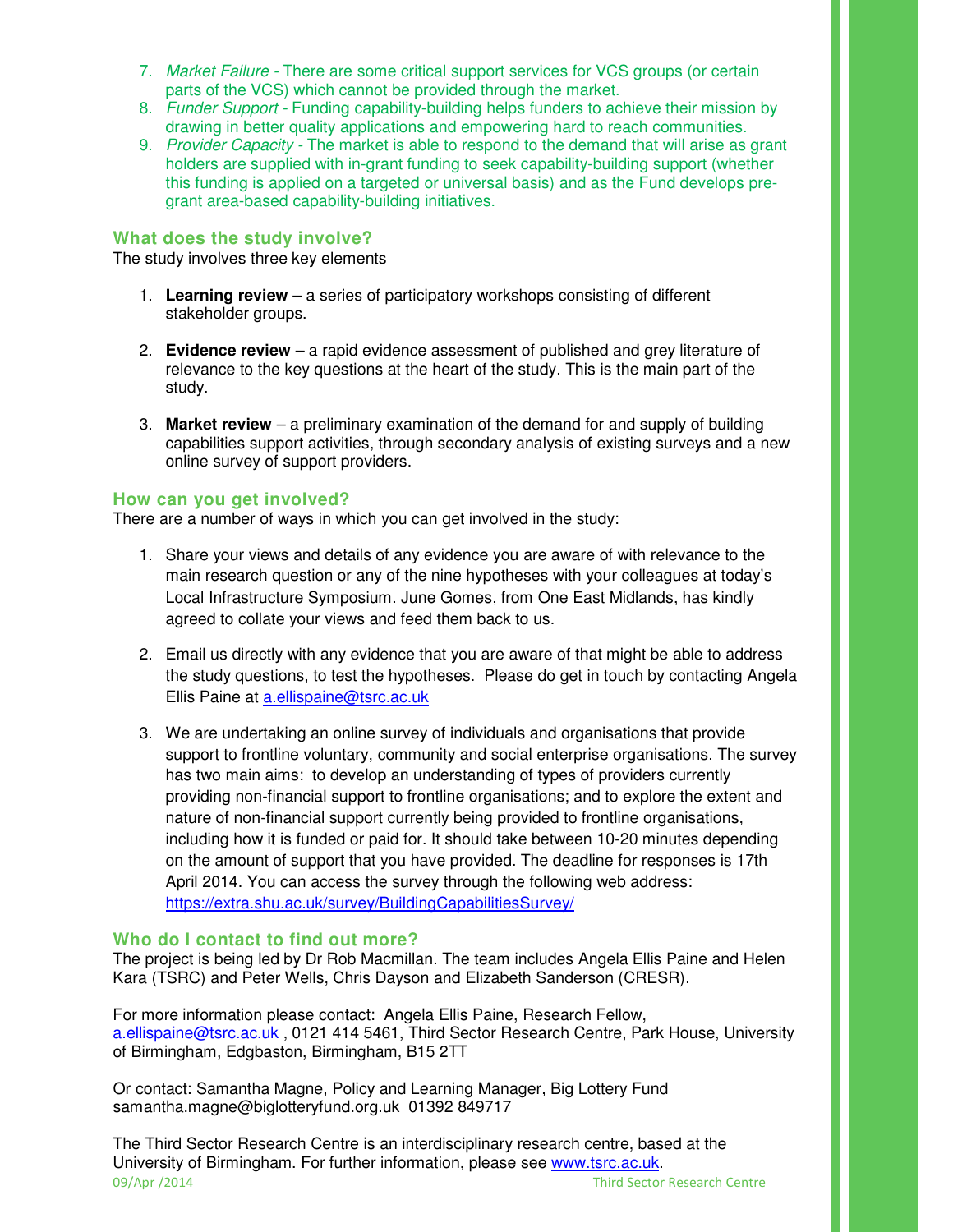7. *Market Failure* - There are some critical support services for VCS groups (or certain parts of the VCS) which cannot be provided through the market.
8. *Funder Support* - Funding capability-building helps funders to achieve their mission by drawing in better quality applications and empowering hard to reach communities.
9. *Provider Capacity* - The market is able to respond to the demand that will arise as grant holders are supplied with in-grant funding to seek capability-building support (whether this funding is applied on a targeted or universal basis) and as the Fund develops pre-grant area-based capability-building initiatives.

## What does the study involve?

The study involves three key elements

1. **Learning review** – a series of participatory workshops consisting of different stakeholder groups.

2. **Evidence review** – a rapid evidence assessment of published and grey literature of relevance to the key questions at the heart of the study. This is the main part of the study.

3. **Market review** – a preliminary examination of the demand for and supply of building capabilities support activities, through secondary analysis of existing surveys and a new online survey of support providers.

## How can you get involved?

There are a number of ways in which you can get involved in the study:

1. Share your views and details of any evidence you are aware of with relevance to the main research question or any of the nine hypotheses with your colleagues at today's Local Infrastructure Symposium. June Gomes, from One East Midlands, has kindly agreed to collate your views and feed them back to us.

2. Email us directly with any evidence that you are aware of that might be able to address the study questions, to test the hypotheses. Please do get in touch by contacting Angela Ellis Paine at a.ellispaine@tsrc.ac.uk

3. We are undertaking an online survey of individuals and organisations that provide support to frontline voluntary, community and social enterprise organisations. The survey has two main aims: to develop an understanding of types of providers currently providing non-financial support to frontline organisations; and to explore the extent and nature of non-financial support currently being provided to frontline organisations, including how it is funded or paid for. It should take between 10-20 minutes depending on the amount of support that you have provided. The deadline for responses is 17th April 2014. You can access the survey through the following web address: https://extra.shu.ac.uk/survey/BuildingCapabilitiesSurvey/

## Who do I contact to find out more?

The project is being led by Dr Rob Macmillan. The team includes Angela Ellis Paine and Helen Kara (TSRC) and Peter Wells, Chris Dayson and Elizabeth Sanderson (CRESR).

For more information please contact: Angela Ellis Paine, Research Fellow, a.ellispaine@tsrc.ac.uk , 0121 414 5461, Third Sector Research Centre, Park House, University of Birmingham, Edgbaston, Birmingham, B15 2TT

Or contact: Samantha Magne, Policy and Learning Manager, Big Lottery Fund samantha.magne@biglotteryfund.org.uk 01392 849717

The Third Sector Research Centre is an interdisciplinary research centre, based at the University of Birmingham. For further information, please see www.tsrc.ac.uk.